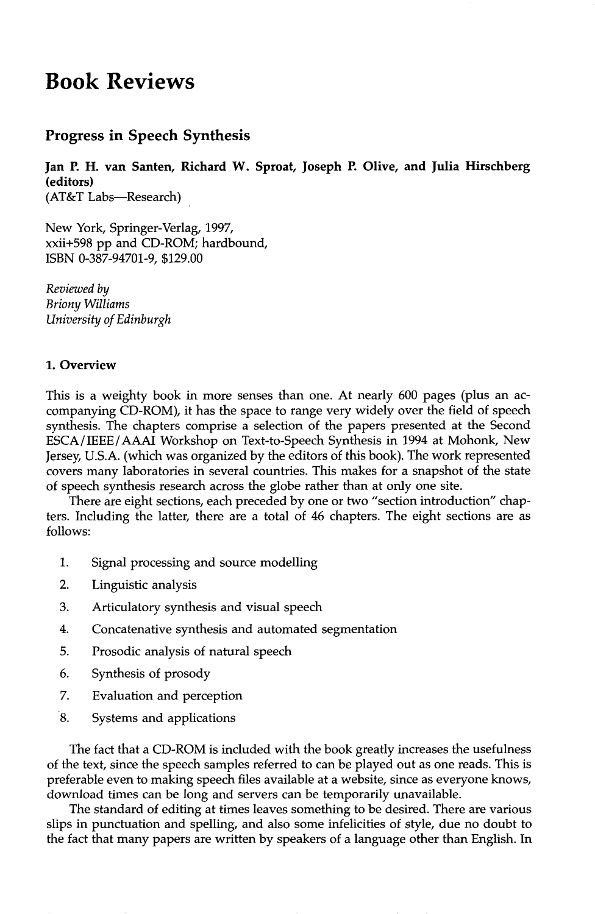# Book Reviews

## Progress in Speech Synthesis

**Jan P. H. van Santen, Richard W. Sproat, Joseph P. Olive, and Julia Hirschberg (editors)**
(AT&T Labs—Research)

New York, Springer-Verlag, 1997,
xxii+598 pp and CD-ROM; hardbound,
ISBN 0-387-94701-9, $129.00

*Reviewed by*
*Briony Williams*
*University of Edinburgh*

### 1. Overview

This is a weighty book in more senses than one. At nearly 600 pages (plus an accompanying CD-ROM), it has the space to range very widely over the field of speech synthesis. The chapters comprise a selection of the papers presented at the Second ESCA/IEEE/AAAI Workshop on Text-to-Speech Synthesis in 1994 at Mohonk, New Jersey, U.S.A. (which was organized by the editors of this book). The work represented covers many laboratories in several countries. This makes for a snapshot of the state of speech synthesis research across the globe rather than at only one site.

There are eight sections, each preceded by one or two "section introduction" chapters. Including the latter, there are a total of 46 chapters. The eight sections are as follows:

1. Signal processing and source modelling
2. Linguistic analysis
3. Articulatory synthesis and visual speech
4. Concatenative synthesis and automated segmentation
5. Prosodic analysis of natural speech
6. Synthesis of prosody
7. Evaluation and perception
8. Systems and applications

The fact that a CD-ROM is included with the book greatly increases the usefulness of the text, since the speech samples referred to can be played out as one reads. This is preferable even to making speech files available at a website, since as everyone knows, download times can be long and servers can be temporarily unavailable.

The standard of editing at times leaves something to be desired. There are various slips in punctuation and spelling, and also some infelicities of style, due no doubt to the fact that many papers are written by speakers of a language other than English. In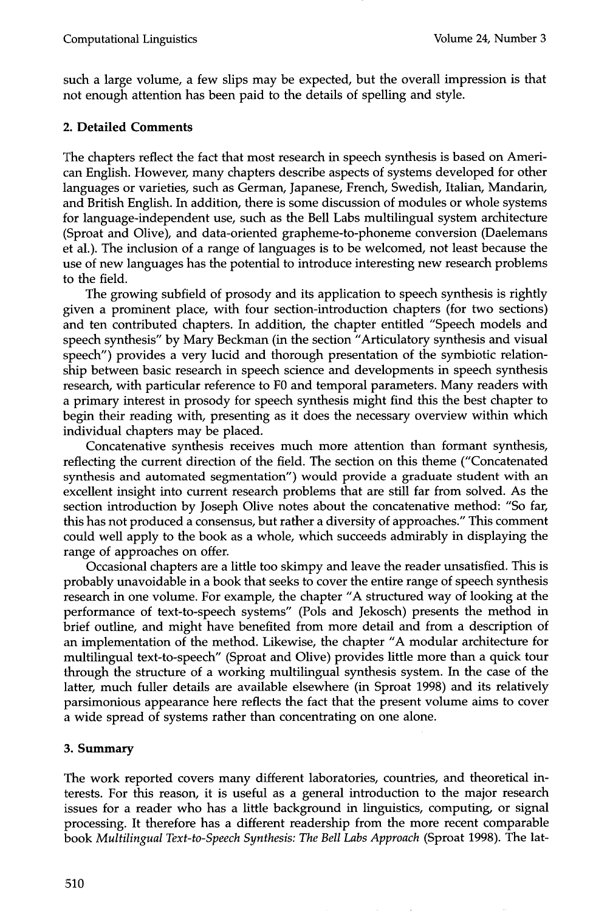such a large volume, a few slips may be expected, but the overall impression is that not enough attention has been paid to the details of spelling and style.

## 2. Detailed Comments

The chapters reflect the fact that most research in speech synthesis is based on American English. However, many chapters describe aspects of systems developed for other languages or varieties, such as German, Japanese, French, Swedish, Italian, Mandarin, and British English. In addition, there is some discussion of modules or whole systems for language-independent use, such as the Bell Labs multilingual system architecture (Sproat and Olive), and data-oriented grapheme-to-phoneme conversion (Daelemans et al.). The inclusion of a range of languages is to be welcomed, not least because the use of new languages has the potential to introduce interesting new research problems to the field.

The growing subfield of prosody and its application to speech synthesis is rightly given a prominent place, with four section-introduction chapters (for two sections) and ten contributed chapters. In addition, the chapter entitled "Speech models and speech synthesis" by Mary Beckman (in the section "Articulatory synthesis and visual speech") provides a very lucid and thorough presentation of the symbiotic relationship between basic research in speech science and developments in speech synthesis research, with particular reference to F0 and temporal parameters. Many readers with a primary interest in prosody for speech synthesis might find this the best chapter to begin their reading with, presenting as it does the necessary overview within which individual chapters may be placed.

Concatenative synthesis receives much more attention than formant synthesis, reflecting the current direction of the field. The section on this theme ("Concatenated synthesis and automated segmentation") would provide a graduate student with an excellent insight into current research problems that are still far from solved. As the section introduction by Joseph Olive notes about the concatenative method: "So far, this has not produced a consensus, but rather a diversity of approaches." This comment could well apply to the book as a whole, which succeeds admirably in displaying the range of approaches on offer.

Occasional chapters are a little too skimpy and leave the reader unsatisfied. This is probably unavoidable in a book that seeks to cover the entire range of speech synthesis research in one volume. For example, the chapter "A structured way of looking at the performance of text-to-speech systems" (Pols and Jekosch) presents the method in brief outline, and might have benefited from more detail and from a description of an implementation of the method. Likewise, the chapter "A modular architecture for multilingual text-to-speech" (Sproat and Olive) provides little more than a quick tour through the structure of a working multilingual synthesis system. In the case of the latter, much fuller details are available elsewhere (in Sproat 1998) and its relatively parsimonious appearance here reflects the fact that the present volume aims to cover a wide spread of systems rather than concentrating on one alone.

## 3. Summary

The work reported covers many different laboratories, countries, and theoretical interests. For this reason, it is useful as a general introduction to the major research issues for a reader who has a little background in linguistics, computing, or signal processing. It therefore has a different readership from the more recent comparable book *Multilingual Text-to-Speech Synthesis: The Bell Labs Approach* (Sproat 1998). The lat-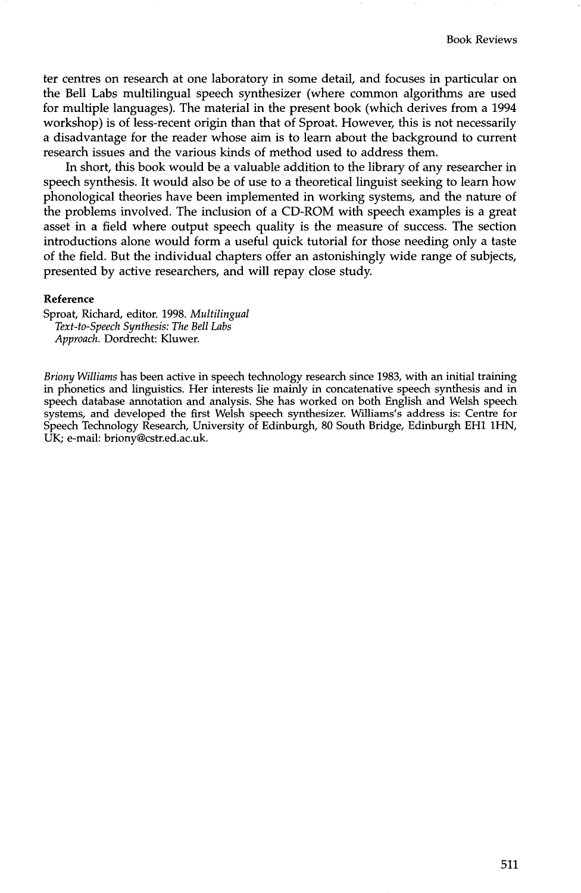ter centres on research at one laboratory in some detail, and focuses in particular on the Bell Labs multilingual speech synthesizer (where common algorithms are used for multiple languages). The material in the present book (which derives from a 1994 workshop) is of less-recent origin than that of Sproat. However, this is not necessarily a disadvantage for the reader whose aim is to learn about the background to current research issues and the various kinds of method used to address them.

In short, this book would be a valuable addition to the library of any researcher in speech synthesis. It would also be of use to a theoretical linguist seeking to learn how phonological theories have been implemented in working systems, and the nature of the problems involved. The inclusion of a CD-ROM with speech examples is a great asset in a field where output speech quality is the measure of success. The section introductions alone would form a useful quick tutorial for those needing only a taste of the field. But the individual chapters offer an astonishingly wide range of subjects, presented by active researchers, and will repay close study.

**Reference**

Sproat, Richard, editor. 1998. *Multilingual Text-to-Speech Synthesis: The Bell Labs Approach.* Dordrecht: Kluwer.

*Briony Williams* has been active in speech technology research since 1983, with an initial training in phonetics and linguistics. Her interests lie mainly in concatenative speech synthesis and in speech database annotation and analysis. She has worked on both English and Welsh speech systems, and developed the first Welsh speech synthesizer. Williams's address is: Centre for Speech Technology Research, University of Edinburgh, 80 South Bridge, Edinburgh EH1 1HN, UK; e-mail: briony@cstr.ed.ac.uk.